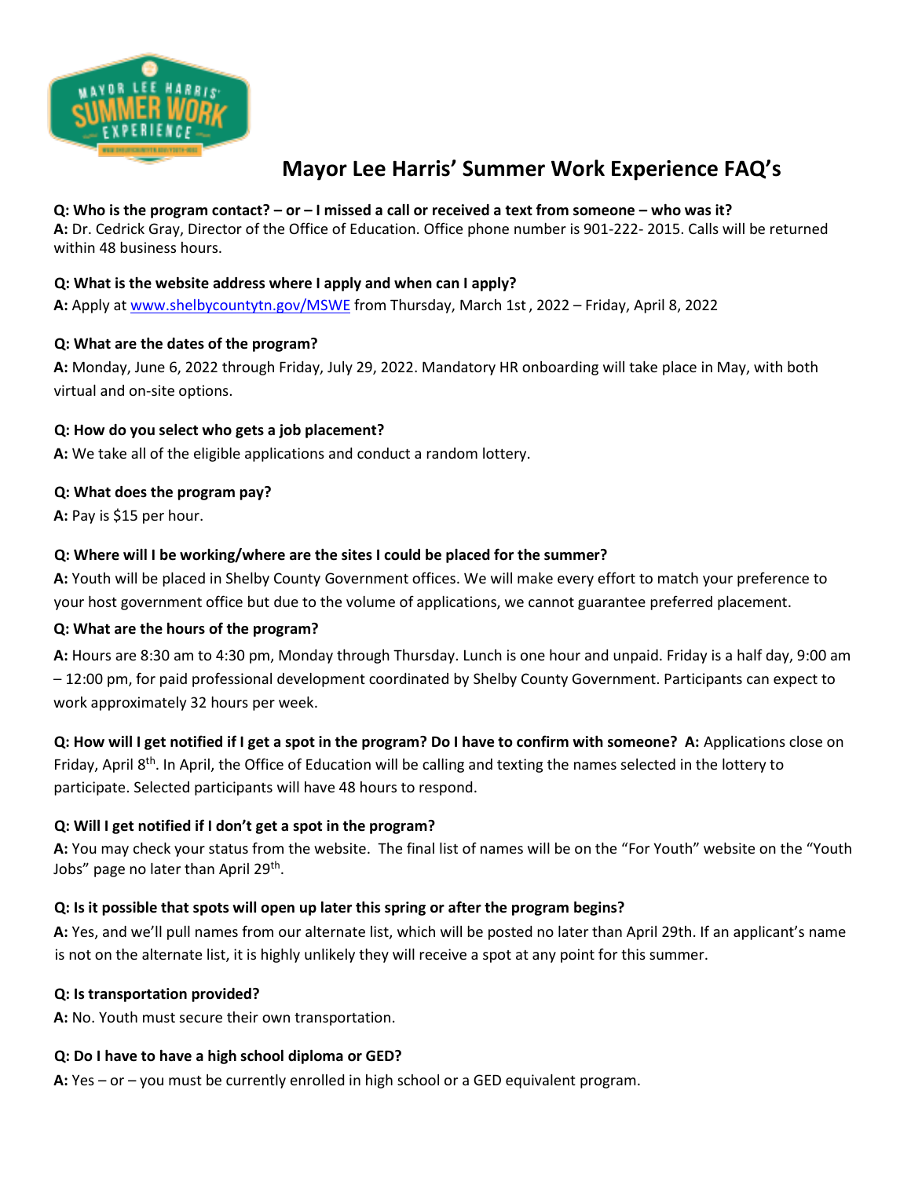# Mayor Lee Harris' Summer Work Experience FAQ's

**Q: Who is the program contact? – or – I missed a call or received a text from someone – who was it?**
**A:** Dr. Cedrick Gray, Director of the Office of Education. Office phone number is 901-222- 2015. Calls will be returned within 48 business hours.

**Q: What is the website address where I apply and when can I apply?**
**A:** Apply at www.shelbycountytn.gov/MSWE from Thursday, March 1st , 2022 – Friday, April 8, 2022

**Q: What are the dates of the program?**
**A:** Monday, June 6, 2022 through Friday, July 29, 2022. Mandatory HR onboarding will take place in May, with both virtual and on-site options.

**Q: How do you select who gets a job placement?**
**A:** We take all of the eligible applications and conduct a random lottery.

**Q: What does the program pay?**
**A:** Pay is $15 per hour.

**Q: Where will I be working/where are the sites I could be placed for the summer?**
**A:** Youth will be placed in Shelby County Government offices. We will make every effort to match your preference to your host government office but due to the volume of applications, we cannot guarantee preferred placement.

**Q: What are the hours of the program?**
**A:** Hours are 8:30 am to 4:30 pm, Monday through Thursday. Lunch is one hour and unpaid. Friday is a half day, 9:00 am – 12:00 pm, for paid professional development coordinated by Shelby County Government. Participants can expect to work approximately 32 hours per week.

**Q: How will I get notified if I get a spot in the program? Do I have to confirm with someone? A:** Applications close on Friday, April 8th. In April, the Office of Education will be calling and texting the names selected in the lottery to participate. Selected participants will have 48 hours to respond.

**Q: Will I get notified if I don't get a spot in the program?**
**A:** You may check your status from the website. The final list of names will be on the "For Youth" website on the "Youth Jobs" page no later than April 29th.

**Q: Is it possible that spots will open up later this spring or after the program begins?**
**A:** Yes, and we'll pull names from our alternate list, which will be posted no later than April 29th. If an applicant's name is not on the alternate list, it is highly unlikely they will receive a spot at any point for this summer.

**Q: Is transportation provided?**
**A:** No. Youth must secure their own transportation.

**Q: Do I have to have a high school diploma or GED?**
**A:** Yes – or – you must be currently enrolled in high school or a GED equivalent program.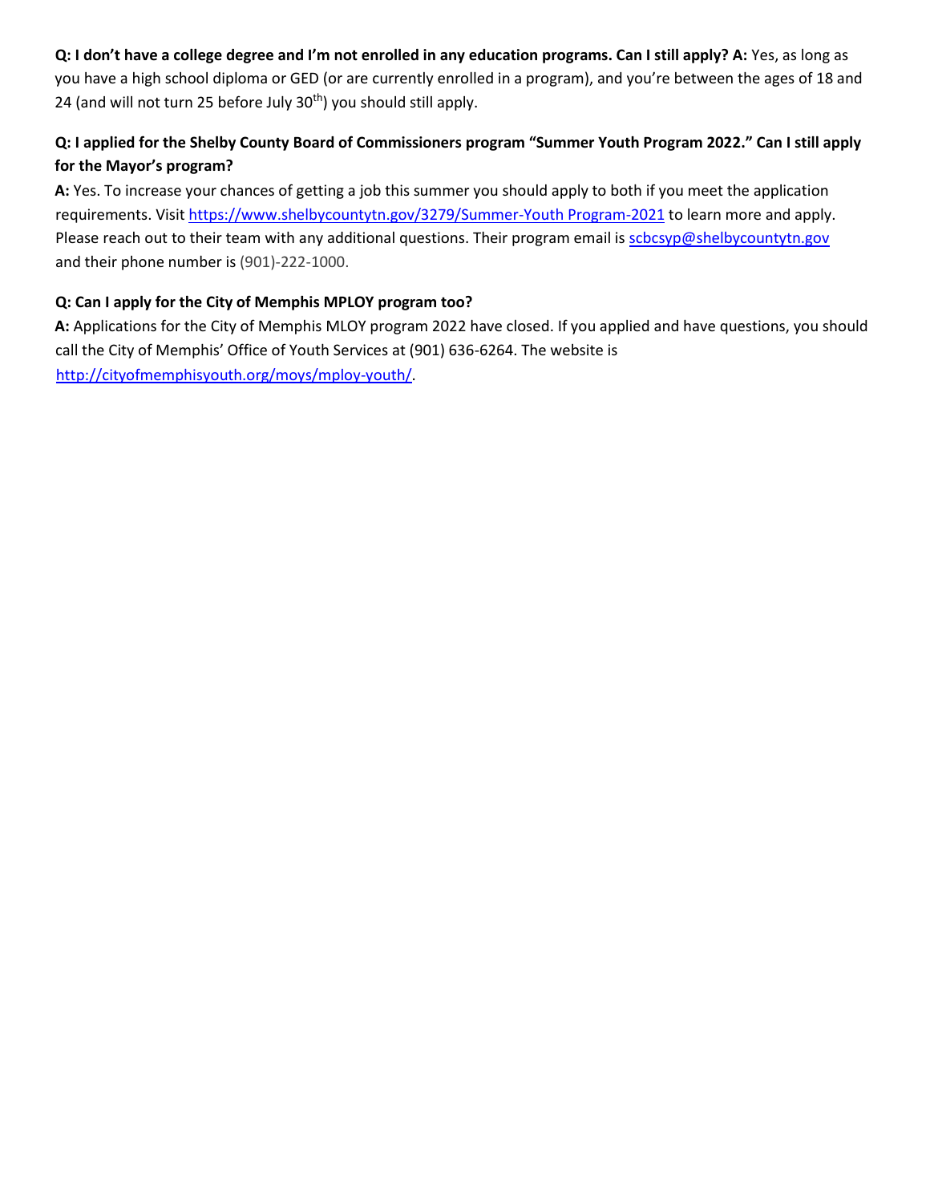**Q: I don't have a college degree and I'm not enrolled in any education programs. Can I still apply? A:** Yes, as long as you have a high school diploma or GED (or are currently enrolled in a program), and you're between the ages of 18 and 24 (and will not turn 25 before July 30th) you should still apply.

**Q: I applied for the Shelby County Board of Commissioners program "Summer Youth Program 2022." Can I still apply for the Mayor's program?**

**A:** Yes. To increase your chances of getting a job this summer you should apply to both if you meet the application requirements. Visit https://www.shelbycountytn.gov/3279/Summer-Youth Program-2021 to learn more and apply. Please reach out to their team with any additional questions. Their program email is scbcsyp@shelbycountytn.gov and their phone number is (901)-222-1000.

**Q: Can I apply for the City of Memphis MPLOY program too?**

**A:** Applications for the City of Memphis MLOY program 2022 have closed. If you applied and have questions, you should call the City of Memphis' Office of Youth Services at (901) 636-6264. The website is http://cityofmemphisyouth.org/moys/mploy-youth/.